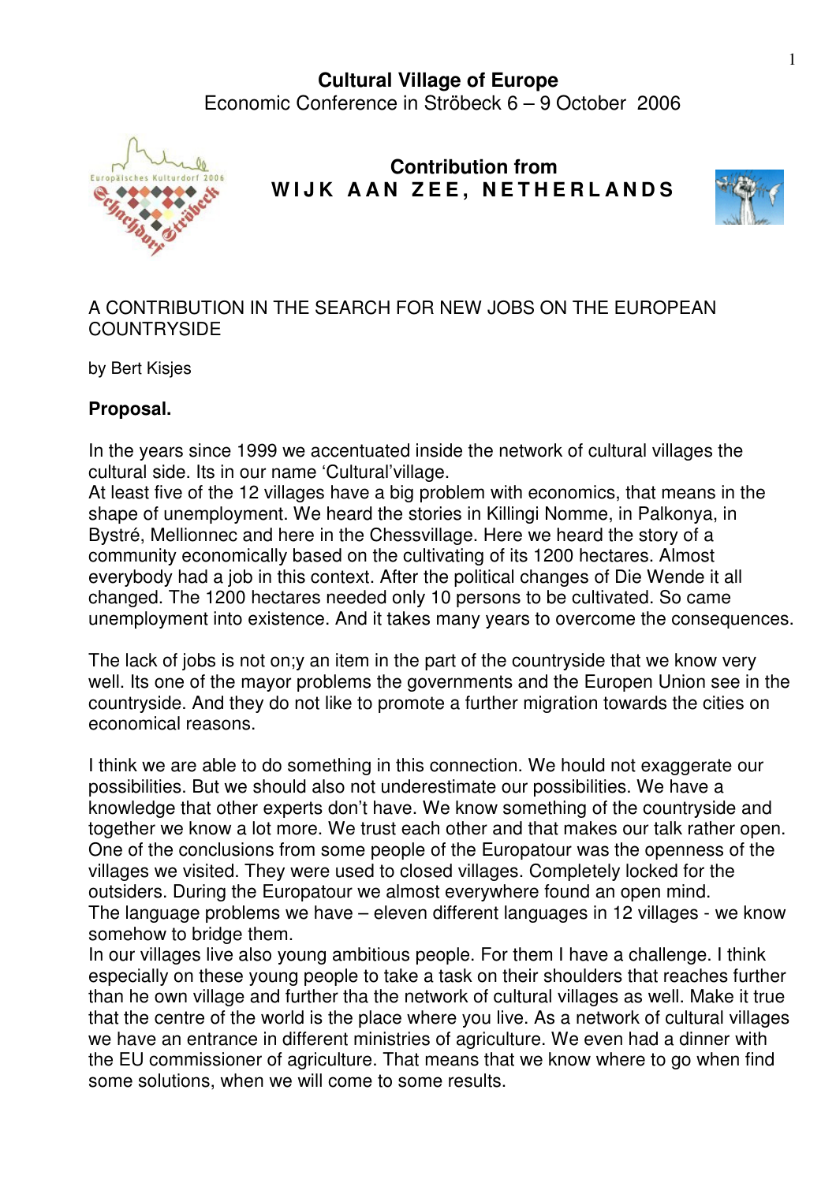**Cultural Village of Europe**
Economic Conference in Ströbeck 6 – 9 October 2006

**Contribution from**
**WIJK AAN ZEE, NETHERLANDS**

A CONTRIBUTION IN THE SEARCH FOR NEW JOBS ON THE EUROPEAN COUNTRYSIDE

by Bert Kisjes

**Proposal.**

In the years since 1999 we accentuated inside the network of cultural villages the cultural side. Its in our name 'Cultural'village.
At least five of the 12 villages have a big problem with economics, that means in the shape of unemployment. We heard the stories in Killingi Nomme, in Palkonya, in Bystré, Mellionnec and here in the Chessvillage. Here we heard the story of a community economically based on the cultivating of its 1200 hectares. Almost everybody had a job in this context. After the political changes of Die Wende it all changed. The 1200 hectares needed only 10 persons to be cultivated. So came unemployment into existence. And it takes many years to overcome the consequences.

The lack of jobs is not on;y an item in the part of the countryside that we know very well. Its one of the mayor problems the governments and the Europen Union see in the countryside. And they do not like to promote a further migration towards the cities on economical reasons.

I think we are able to do something in this connection. We hould not exaggerate our possibilities. But we should also not underestimate our possibilities. We have a knowledge that other experts don't have. We know something of the countryside and together we know a lot more. We trust each other and that makes our talk rather open. One of the conclusions from some people of the Europatour was the openness of the villages we visited. They were used to closed villages. Completely locked for the outsiders. During the Europatour we almost everywhere found an open mind.
The language problems we have – eleven different languages in 12 villages - we know somehow to bridge them.
In our villages live also young ambitious people. For them I have a challenge. I think especially on these young people to take a task on their shoulders that reaches further than he own village and further tha the network of cultural villages as well. Make it true that the centre of the world is the place where you live. As a network of cultural villages we have an entrance in different ministries of agriculture. We even had a dinner with the EU commissioner of agriculture. That means that we know where to go when find some solutions, when we will come to some results.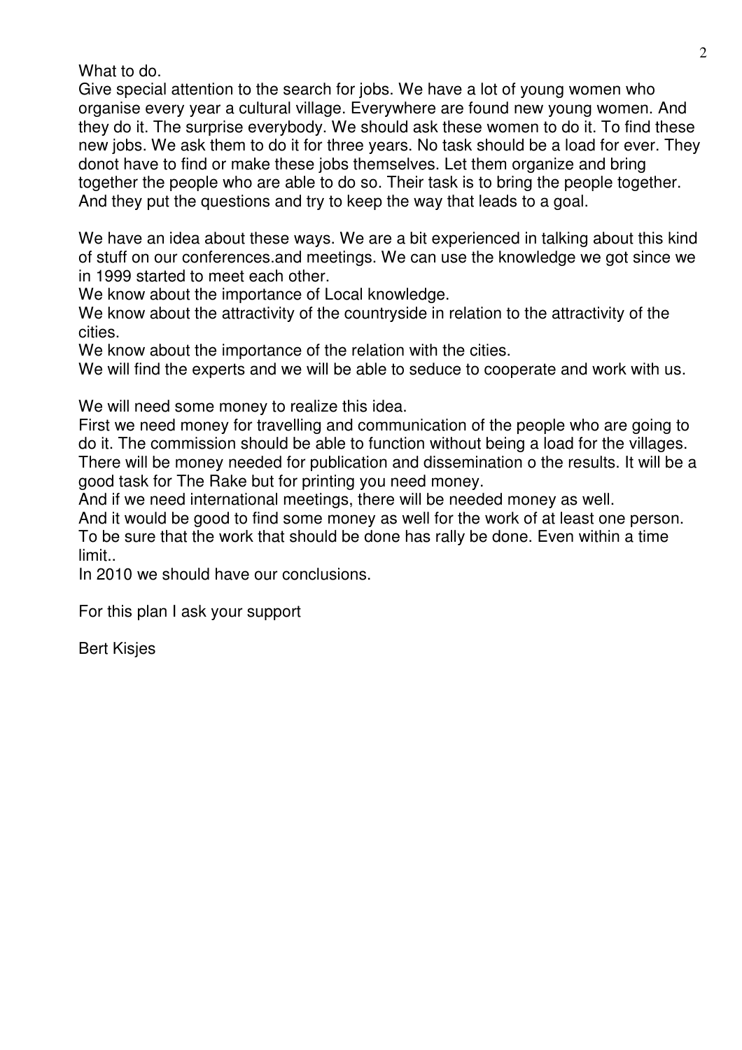What to do.

Give special attention to the search for jobs. We have a lot of young women who organise every year a cultural village. Everywhere are found new young women. And they do it. The surprise everybody. We should ask these women to do it. To find these new jobs. We ask them to do it for three years. No task should be a load for ever. They donot have to find or make these jobs themselves. Let them organize and bring together the people who are able to do so. Their task is to bring the people together. And they put the questions and try to keep the way that leads to a goal.

We have an idea about these ways. We are a bit experienced in talking about this kind of stuff on our conferences.and meetings. We can use the knowledge we got since we in 1999 started to meet each other.

We know about the importance of Local knowledge.

We know about the attractivity of the countryside in relation to the attractivity of the cities.

We know about the importance of the relation with the cities.

We will find the experts and we will be able to seduce to cooperate and work with us.

We will need some money to realize this idea.

First we need money for travelling and communication of the people who are going to do it. The commission should be able to function without being a load for the villages. There will be money needed for publication and dissemination o the results. It will be a good task for The Rake but for printing you need money.

And if we need international meetings, there will be needed money as well.

And it would be good to find some money as well for the work of at least one person. To be sure that the work that should be done has rally be done. Even within a time limit..

In 2010 we should have our conclusions.

For this plan I ask your support

Bert Kisjes